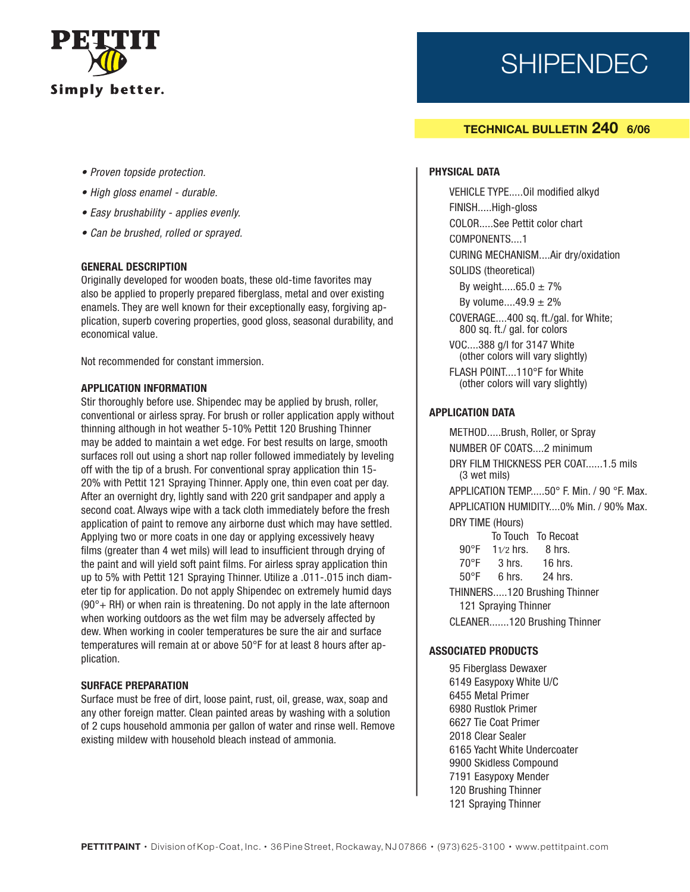PETTIT

Simply better.

# SHIPENDEC

**TECHNICAL BULLETIN 240 6/06**

- *Proven topside protection.*
- *High gloss enamel - durable.*
- *Easy brushability - applies evenly.*
- *Can be brushed, rolled or sprayed.*

## GENERAL DESCRIPTION

Originally developed for wooden boats, these old-time favorites may also be applied to properly prepared fiberglass, metal and over existing enamels. They are well known for their exceptionally easy, forgiving application, superb covering properties, good gloss, seasonal durability, and economical value.

Not recommended for constant immersion.

## APPLICATION INFORMATION

Stir thoroughly before use. Shipendec may be applied by brush, roller, conventional or airless spray. For brush or roller application apply without thinning although in hot weather 5-10% Pettit 120 Brushing Thinner may be added to maintain a wet edge. For best results on large, smooth surfaces roll out using a short nap roller followed immediately by leveling off with the tip of a brush. For conventional spray application thin 15-20% with Pettit 121 Spraying Thinner. Apply one, thin even coat per day. After an overnight dry, lightly sand with 220 grit sandpaper and apply a second coat. Always wipe with a tack cloth immediately before the fresh application of paint to remove any airborne dust which may have settled. Applying two or more coats in one day or applying excessively heavy films (greater than 4 wet mils) will lead to insufficient through drying of the paint and will yield soft paint films. For airless spray application thin up to 5% with Pettit 121 Spraying Thinner. Utilize a .011-.015 inch diameter tip for application. Do not apply Shipendec on extremely humid days (90°+ RH) or when rain is threatening. Do not apply in the late afternoon when working outdoors as the wet film may be adversely affected by dew. When working in cooler temperatures be sure the air and surface temperatures will remain at or above 50°F for at least 8 hours after application.

## SURFACE PREPARATION

Surface must be free of dirt, loose paint, rust, oil, grease, wax, soap and any other foreign matter. Clean painted areas by washing with a solution of 2 cups household ammonia per gallon of water and rinse well. Remove existing mildew with household bleach instead of ammonia.

## PHYSICAL DATA

VEHICLE TYPE.....Oil modified alkyd

FINISH.....High-gloss

COLOR.....See Pettit color chart

COMPONENTS....1

CURING MECHANISM....Air dry/oxidation

SOLIDS (theoretical)

By weight.....65.0 ± 7%

By volume....49.9 ± 2%

COVERAGE....400 sq. ft./gal. for White; 800 sq. ft./ gal. for colors

VOC....388 g/l for 3147 White (other colors will vary slightly)

FLASH POINT....110°F for White (other colors will vary slightly)

## APPLICATION DATA

METHOD.....Brush, Roller, or Spray

NUMBER OF COATS....2 minimum

DRY FILM THICKNESS PER COAT......1.5 mils (3 wet mils)

APPLICATION TEMP.....50° F. Min. / 90 °F. Max.

APPLICATION HUMIDITY....0% Min. / 90% Max.

DRY TIME (Hours)

| | To Touch | To Recoat |
|---|---|---|
| 90°F | 1 1/2 hrs. | 8 hrs. |
| 70°F | 3 hrs. | 16 hrs. |
| 50°F | 6 hrs. | 24 hrs. |

THINNERS.....120 Brushing Thinner
121 Spraying Thinner

CLEANER.......120 Brushing Thinner

## ASSOCIATED PRODUCTS

95 Fiberglass Dewaxer
6149 Easypoxy White U/C
6455 Metal Primer
6980 Rustlok Primer
6627 Tie Coat Primer
2018 Clear Sealer
6165 Yacht White Undercoater
9900 Skidless Compound
7191 Easypoxy Mender
120 Brushing Thinner
121 Spraying Thinner

**PETTIT PAINT** • Division of Kop-Coat, Inc. • 36 Pine Street, Rockaway, NJ 07866 • (973) 625-3100 • www.pettitpaint.com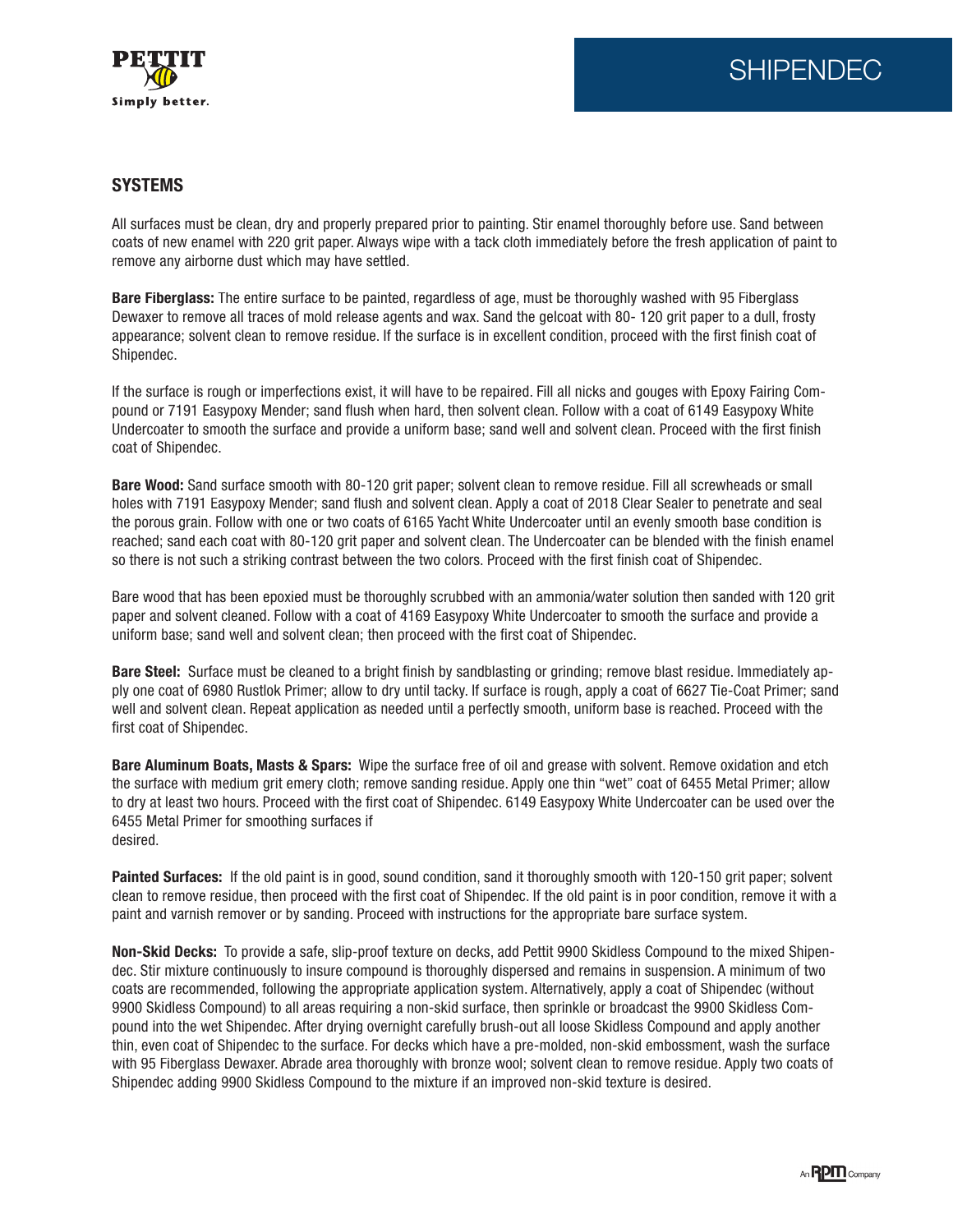## SYSTEMS

All surfaces must be clean, dry and properly prepared prior to painting. Stir enamel thoroughly before use. Sand between coats of new enamel with 220 grit paper. Always wipe with a tack cloth immediately before the fresh application of paint to remove any airborne dust which may have settled.

**Bare Fiberglass:** The entire surface to be painted, regardless of age, must be thoroughly washed with 95 Fiberglass Dewaxer to remove all traces of mold release agents and wax. Sand the gelcoat with 80- 120 grit paper to a dull, frosty appearance; solvent clean to remove residue. If the surface is in excellent condition, proceed with the first finish coat of Shipendec.

If the surface is rough or imperfections exist, it will have to be repaired. Fill all nicks and gouges with Epoxy Fairing Compound or 7191 Easypoxy Mender; sand flush when hard, then solvent clean. Follow with a coat of 6149 Easypoxy White Undercoater to smooth the surface and provide a uniform base; sand well and solvent clean. Proceed with the first finish coat of Shipendec.

**Bare Wood:** Sand surface smooth with 80-120 grit paper; solvent clean to remove residue. Fill all screwheads or small holes with 7191 Easypoxy Mender; sand flush and solvent clean. Apply a coat of 2018 Clear Sealer to penetrate and seal the porous grain. Follow with one or two coats of 6165 Yacht White Undercoater until an evenly smooth base condition is reached; sand each coat with 80-120 grit paper and solvent clean. The Undercoater can be blended with the finish enamel so there is not such a striking contrast between the two colors. Proceed with the first finish coat of Shipendec.

Bare wood that has been epoxied must be thoroughly scrubbed with an ammonia/water solution then sanded with 120 grit paper and solvent cleaned. Follow with a coat of 4169 Easypoxy White Undercoater to smooth the surface and provide a uniform base; sand well and solvent clean; then proceed with the first coat of Shipendec.

**Bare Steel:** Surface must be cleaned to a bright finish by sandblasting or grinding; remove blast residue. Immediately apply one coat of 6980 Rustlok Primer; allow to dry until tacky. If surface is rough, apply a coat of 6627 Tie-Coat Primer; sand well and solvent clean. Repeat application as needed until a perfectly smooth, uniform base is reached. Proceed with the first coat of Shipendec.

**Bare Aluminum Boats, Masts & Spars:** Wipe the surface free of oil and grease with solvent. Remove oxidation and etch the surface with medium grit emery cloth; remove sanding residue. Apply one thin "wet" coat of 6455 Metal Primer; allow to dry at least two hours. Proceed with the first coat of Shipendec. 6149 Easypoxy White Undercoater can be used over the 6455 Metal Primer for smoothing surfaces if desired.

**Painted Surfaces:** If the old paint is in good, sound condition, sand it thoroughly smooth with 120-150 grit paper; solvent clean to remove residue, then proceed with the first coat of Shipendec. If the old paint is in poor condition, remove it with a paint and varnish remover or by sanding. Proceed with instructions for the appropriate bare surface system.

**Non-Skid Decks:** To provide a safe, slip-proof texture on decks, add Pettit 9900 Skidless Compound to the mixed Shipendec. Stir mixture continuously to insure compound is thoroughly dispersed and remains in suspension. A minimum of two coats are recommended, following the appropriate application system. Alternatively, apply a coat of Shipendec (without 9900 Skidless Compound) to all areas requiring a non-skid surface, then sprinkle or broadcast the 9900 Skidless Compound into the wet Shipendec. After drying overnight carefully brush-out all loose Skidless Compound and apply another thin, even coat of Shipendec to the surface. For decks which have a pre-molded, non-skid embossment, wash the surface with 95 Fiberglass Dewaxer. Abrade area thoroughly with bronze wool; solvent clean to remove residue. Apply two coats of Shipendec adding 9900 Skidless Compound to the mixture if an improved non-skid texture is desired.